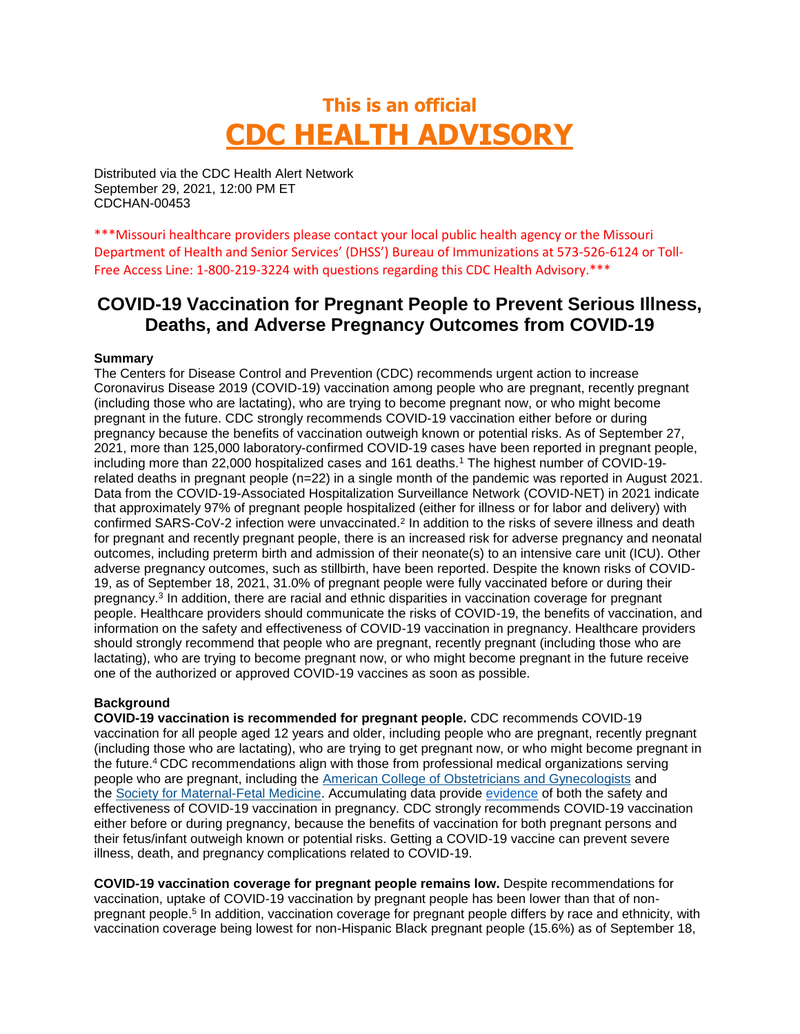# This is an official
# CDC HEALTH ADVISORY

Distributed via the CDC Health Alert Network
September 29, 2021, 12:00 PM ET
CDCHAN-00453

\*\*\*Missouri healthcare providers please contact your local public health agency or the Missouri Department of Health and Senior Services' (DHSS') Bureau of Immunizations at 573-526-6124 or Toll-Free Access Line: 1-800-219-3224 with questions regarding this CDC Health Advisory.\*\*\*

## COVID-19 Vaccination for Pregnant People to Prevent Serious Illness, Deaths, and Adverse Pregnancy Outcomes from COVID-19

**Summary**

The Centers for Disease Control and Prevention (CDC) recommends urgent action to increase Coronavirus Disease 2019 (COVID-19) vaccination among people who are pregnant, recently pregnant (including those who are lactating), who are trying to become pregnant now, or who might become pregnant in the future. CDC strongly recommends COVID-19 vaccination either before or during pregnancy because the benefits of vaccination outweigh known or potential risks. As of September 27, 2021, more than 125,000 laboratory-confirmed COVID-19 cases have been reported in pregnant people, including more than 22,000 hospitalized cases and 161 deaths.[1] The highest number of COVID-19-related deaths in pregnant people (n=22) in a single month of the pandemic was reported in August 2021. Data from the COVID-19-Associated Hospitalization Surveillance Network (COVID-NET) in 2021 indicate that approximately 97% of pregnant people hospitalized (either for illness or for labor and delivery) with confirmed SARS-CoV-2 infection were unvaccinated.[2] In addition to the risks of severe illness and death for pregnant and recently pregnant people, there is an increased risk for adverse pregnancy and neonatal outcomes, including preterm birth and admission of their neonate(s) to an intensive care unit (ICU). Other adverse pregnancy outcomes, such as stillbirth, have been reported. Despite the known risks of COVID-19, as of September 18, 2021, 31.0% of pregnant people were fully vaccinated before or during their pregnancy.[3] In addition, there are racial and ethnic disparities in vaccination coverage for pregnant people. Healthcare providers should communicate the risks of COVID-19, the benefits of vaccination, and information on the safety and effectiveness of COVID-19 vaccination in pregnancy. Healthcare providers should strongly recommend that people who are pregnant, recently pregnant (including those who are lactating), who are trying to become pregnant now, or who might become pregnant in the future receive one of the authorized or approved COVID-19 vaccines as soon as possible.

**Background**

**COVID-19 vaccination is recommended for pregnant people.** CDC recommends COVID-19 vaccination for all people aged 12 years and older, including people who are pregnant, recently pregnant (including those who are lactating), who are trying to get pregnant now, or who might become pregnant in the future.[4] CDC recommendations align with those from professional medical organizations serving people who are pregnant, including the American College of Obstetricians and Gynecologists and the Society for Maternal-Fetal Medicine. Accumulating data provide evidence of both the safety and effectiveness of COVID-19 vaccination in pregnancy. CDC strongly recommends COVID-19 vaccination either before or during pregnancy, because the benefits of vaccination for both pregnant persons and their fetus/infant outweigh known or potential risks. Getting a COVID-19 vaccine can prevent severe illness, death, and pregnancy complications related to COVID-19.

**COVID-19 vaccination coverage for pregnant people remains low.** Despite recommendations for vaccination, uptake of COVID-19 vaccination by pregnant people has been lower than that of non-pregnant people.[5] In addition, vaccination coverage for pregnant people differs by race and ethnicity, with vaccination coverage being lowest for non-Hispanic Black pregnant people (15.6%) as of September 18,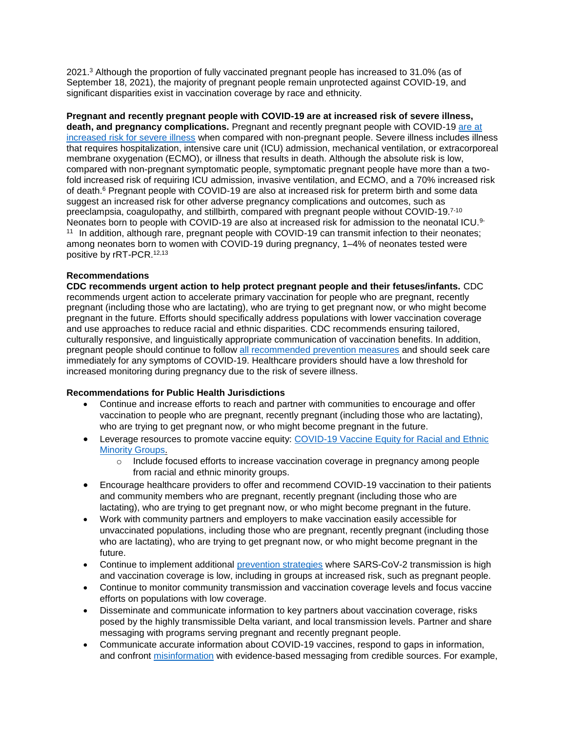2021.[3] Although the proportion of fully vaccinated pregnant people has increased to 31.0% (as of September 18, 2021), the majority of pregnant people remain unprotected against COVID-19, and significant disparities exist in vaccination coverage by race and ethnicity.

**Pregnant and recently pregnant people with COVID-19 are at increased risk of severe illness, death, and pregnancy complications.** Pregnant and recently pregnant people with COVID-19 are at increased risk for severe illness when compared with non-pregnant people. Severe illness includes illness that requires hospitalization, intensive care unit (ICU) admission, mechanical ventilation, or extracorporeal membrane oxygenation (ECMO), or illness that results in death. Although the absolute risk is low, compared with non-pregnant symptomatic people, symptomatic pregnant people have more than a two-fold increased risk of requiring ICU admission, invasive ventilation, and ECMO, and a 70% increased risk of death.[6] Pregnant people with COVID-19 are also at increased risk for preterm birth and some data suggest an increased risk for other adverse pregnancy complications and outcomes, such as preeclampsia, coagulopathy, and stillbirth, compared with pregnant people without COVID-19.[7-10] Neonates born to people with COVID-19 are also at increased risk for admission to the neonatal ICU.[9-11] In addition, although rare, pregnant people with COVID-19 can transmit infection to their neonates; among neonates born to women with COVID-19 during pregnancy, 1–4% of neonates tested were positive by rRT-PCR.[12,13]

## Recommendations

**CDC recommends urgent action to help protect pregnant people and their fetuses/infants.** CDC recommends urgent action to accelerate primary vaccination for people who are pregnant, recently pregnant (including those who are lactating), who are trying to get pregnant now, or who might become pregnant in the future. Efforts should specifically address populations with lower vaccination coverage and use approaches to reduce racial and ethnic disparities. CDC recommends ensuring tailored, culturally responsive, and linguistically appropriate communication of vaccination benefits. In addition, pregnant people should continue to follow all recommended prevention measures and should seek care immediately for any symptoms of COVID-19. Healthcare providers should have a low threshold for increased monitoring during pregnancy due to the risk of severe illness.

### Recommendations for Public Health Jurisdictions

- Continue and increase efforts to reach and partner with communities to encourage and offer vaccination to people who are pregnant, recently pregnant (including those who are lactating), who are trying to get pregnant now, or who might become pregnant in the future.
- Leverage resources to promote vaccine equity: COVID-19 Vaccine Equity for Racial and Ethnic Minority Groups.
  - Include focused efforts to increase vaccination coverage in pregnancy among people from racial and ethnic minority groups.
- Encourage healthcare providers to offer and recommend COVID-19 vaccination to their patients and community members who are pregnant, recently pregnant (including those who are lactating), who are trying to get pregnant now, or who might become pregnant in the future.
- Work with community partners and employers to make vaccination easily accessible for unvaccinated populations, including those who are pregnant, recently pregnant (including those who are lactating), who are trying to get pregnant now, or who might become pregnant in the future.
- Continue to implement additional prevention strategies where SARS-CoV-2 transmission is high and vaccination coverage is low, including in groups at increased risk, such as pregnant people.
- Continue to monitor community transmission and vaccination coverage levels and focus vaccine efforts on populations with low coverage.
- Disseminate and communicate information to key partners about vaccination coverage, risks posed by the highly transmissible Delta variant, and local transmission levels. Partner and share messaging with programs serving pregnant and recently pregnant people.
- Communicate accurate information about COVID-19 vaccines, respond to gaps in information, and confront misinformation with evidence-based messaging from credible sources. For example,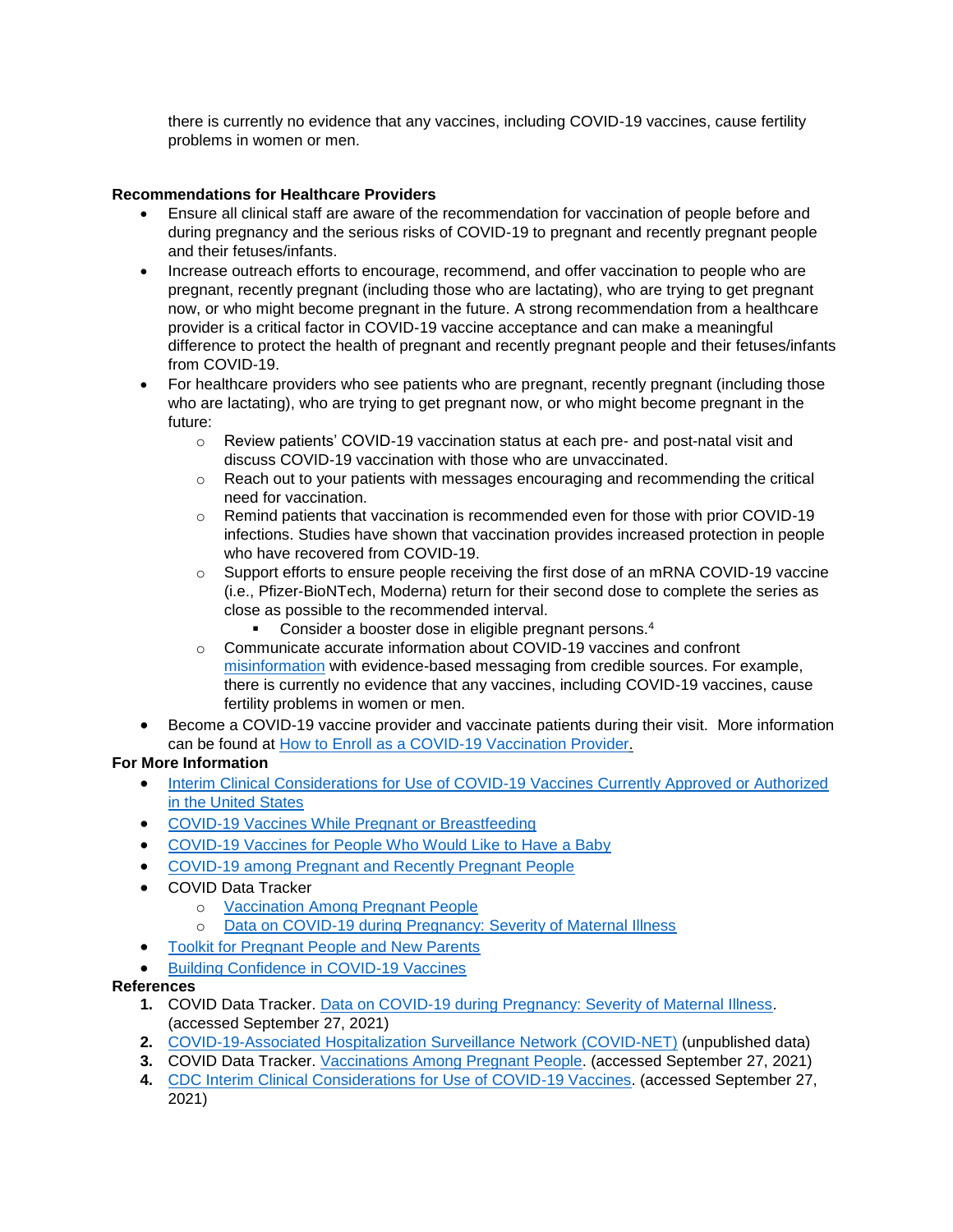there is currently no evidence that any vaccines, including COVID-19 vaccines, cause fertility problems in women or men.

**Recommendations for Healthcare Providers**

- Ensure all clinical staff are aware of the recommendation for vaccination of people before and during pregnancy and the serious risks of COVID-19 to pregnant and recently pregnant people and their fetuses/infants.
- Increase outreach efforts to encourage, recommend, and offer vaccination to people who are pregnant, recently pregnant (including those who are lactating), who are trying to get pregnant now, or who might become pregnant in the future. A strong recommendation from a healthcare provider is a critical factor in COVID-19 vaccine acceptance and can make a meaningful difference to protect the health of pregnant and recently pregnant people and their fetuses/infants from COVID-19.
- For healthcare providers who see patients who are pregnant, recently pregnant (including those who are lactating), who are trying to get pregnant now, or who might become pregnant in the future:
  - Review patients' COVID-19 vaccination status at each pre- and post-natal visit and discuss COVID-19 vaccination with those who are unvaccinated.
  - Reach out to your patients with messages encouraging and recommending the critical need for vaccination.
  - Remind patients that vaccination is recommended even for those with prior COVID-19 infections. Studies have shown that vaccination provides increased protection in people who have recovered from COVID-19.
  - Support efforts to ensure people receiving the first dose of an mRNA COVID-19 vaccine (i.e., Pfizer-BioNTech, Moderna) return for their second dose to complete the series as close as possible to the recommended interval.
    - Consider a booster dose in eligible pregnant persons.[4]
  - Communicate accurate information about COVID-19 vaccines and confront misinformation with evidence-based messaging from credible sources. For example, there is currently no evidence that any vaccines, including COVID-19 vaccines, cause fertility problems in women or men.
- Become a COVID-19 vaccine provider and vaccinate patients during their visit. More information can be found at How to Enroll as a COVID-19 Vaccination Provider.

**For More Information**

- Interim Clinical Considerations for Use of COVID-19 Vaccines Currently Approved or Authorized in the United States
- COVID-19 Vaccines While Pregnant or Breastfeeding
- COVID-19 Vaccines for People Who Would Like to Have a Baby
- COVID-19 among Pregnant and Recently Pregnant People
- COVID Data Tracker
  - Vaccination Among Pregnant People
  - Data on COVID-19 during Pregnancy: Severity of Maternal Illness
- Toolkit for Pregnant People and New Parents
- Building Confidence in COVID-19 Vaccines

**References**

1. COVID Data Tracker. Data on COVID-19 during Pregnancy: Severity of Maternal Illness. (accessed September 27, 2021)
2. COVID-19-Associated Hospitalization Surveillance Network (COVID-NET) (unpublished data)
3. COVID Data Tracker. Vaccinations Among Pregnant People. (accessed September 27, 2021)
4. CDC Interim Clinical Considerations for Use of COVID-19 Vaccines. (accessed September 27, 2021)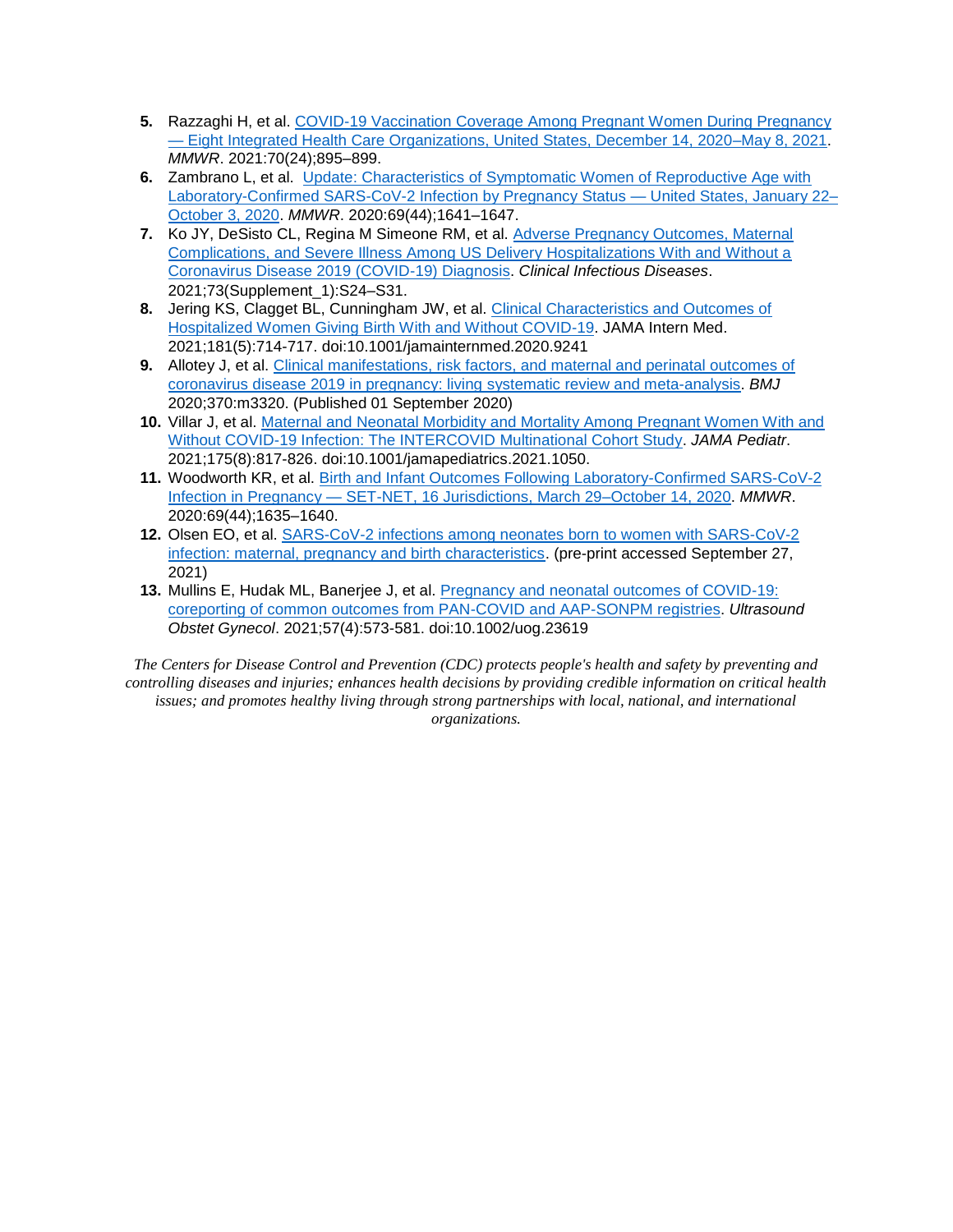5. Razzaghi H, et al. [COVID-19 Vaccination Coverage Among Pregnant Women During Pregnancy — Eight Integrated Health Care Organizations, United States, December 14, 2020–May 8, 2021](). *MMWR*. 2021:70(24);895–899.
6. Zambrano L, et al. [Update: Characteristics of Symptomatic Women of Reproductive Age with Laboratory-Confirmed SARS-CoV-2 Infection by Pregnancy Status — United States, January 22–October 3, 2020](). *MMWR*. 2020:69(44);1641–1647.
7. Ko JY, DeSisto CL, Regina M Simeone RM, et al. [Adverse Pregnancy Outcomes, Maternal Complications, and Severe Illness Among US Delivery Hospitalizations With and Without a Coronavirus Disease 2019 (COVID-19) Diagnosis](). *Clinical Infectious Diseases*. 2021;73(Supplement_1):S24–S31.
8. Jering KS, Clagget BL, Cunningham JW, et al. [Clinical Characteristics and Outcomes of Hospitalized Women Giving Birth With and Without COVID-19](). JAMA Intern Med. 2021;181(5):714-717. doi:10.1001/jamainternmed.2020.9241
9. Allotey J, et al. [Clinical manifestations, risk factors, and maternal and perinatal outcomes of coronavirus disease 2019 in pregnancy: living systematic review and meta-analysis](). *BMJ* 2020;370:m3320. (Published 01 September 2020)
10. Villar J, et al. [Maternal and Neonatal Morbidity and Mortality Among Pregnant Women With and Without COVID-19 Infection: The INTERCOVID Multinational Cohort Study](). *JAMA Pediatr*. 2021;175(8):817-826. doi:10.1001/jamapediatrics.2021.1050.
11. Woodworth KR, et al. [Birth and Infant Outcomes Following Laboratory-Confirmed SARS-CoV-2 Infection in Pregnancy — SET-NET, 16 Jurisdictions, March 29–October 14, 2020](). *MMWR*. 2020:69(44);1635–1640.
12. Olsen EO, et al. [SARS-CoV-2 infections among neonates born to women with SARS-CoV-2 infection: maternal, pregnancy and birth characteristics](). (pre-print accessed September 27, 2021)
13. Mullins E, Hudak ML, Banerjee J, et al. [Pregnancy and neonatal outcomes of COVID-19: coreporting of common outcomes from PAN-COVID and AAP-SONPM registries](). *Ultrasound Obstet Gynecol*. 2021;57(4):573-581. doi:10.1002/uog.23619

*The Centers for Disease Control and Prevention (CDC) protects people's health and safety by preventing and controlling diseases and injuries; enhances health decisions by providing credible information on critical health issues; and promotes healthy living through strong partnerships with local, national, and international organizations.*